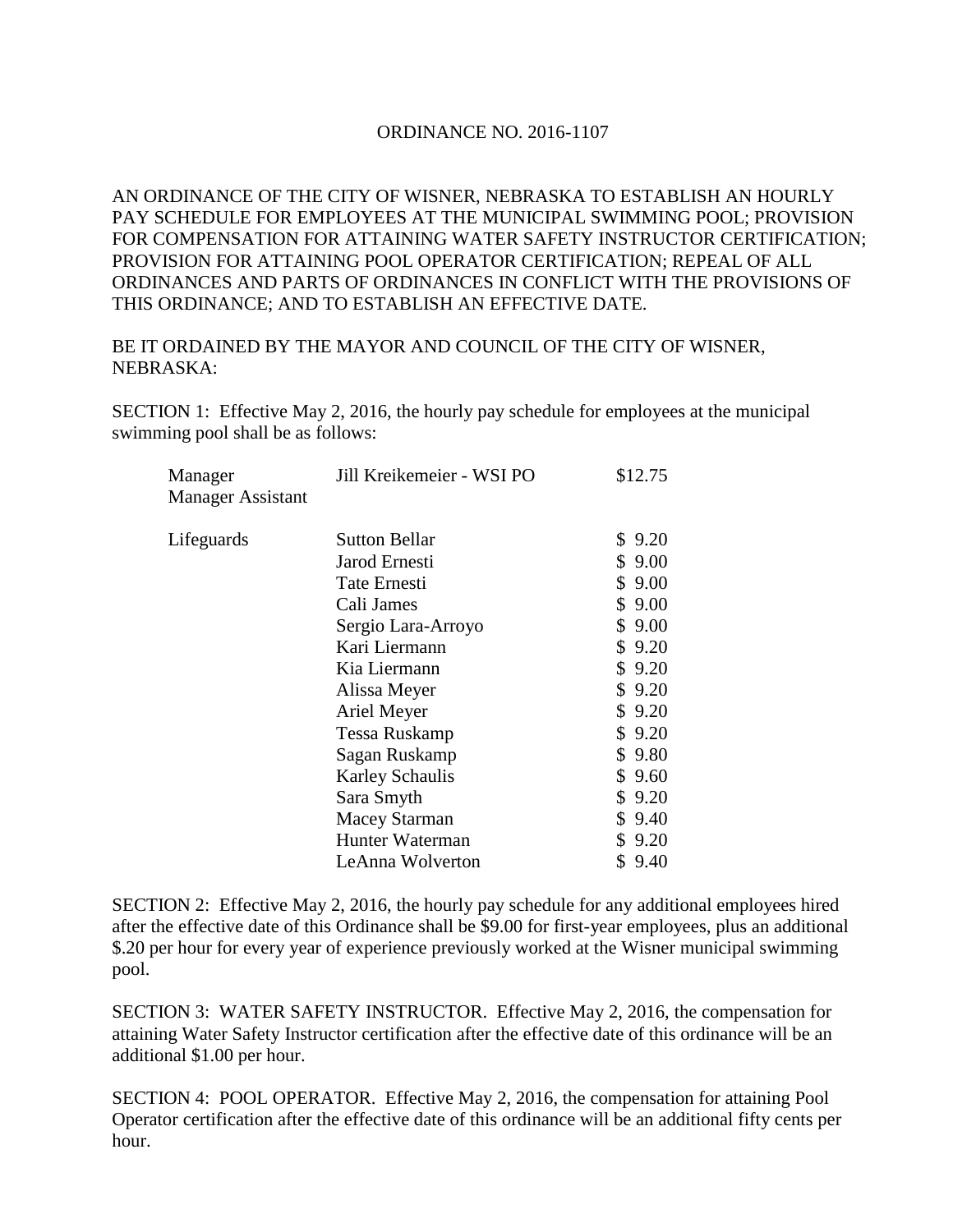ORDINANCE NO. 2016-1107

AN ORDINANCE OF THE CITY OF WISNER, NEBRASKA TO ESTABLISH AN HOURLY PAY SCHEDULE FOR EMPLOYEES AT THE MUNICIPAL SWIMMING POOL; PROVISION FOR COMPENSATION FOR ATTAINING WATER SAFETY INSTRUCTOR CERTIFICATION; PROVISION FOR ATTAINING POOL OPERATOR CERTIFICATION; REPEAL OF ALL ORDINANCES AND PARTS OF ORDINANCES IN CONFLICT WITH THE PROVISIONS OF THIS ORDINANCE; AND TO ESTABLISH AN EFFECTIVE DATE.

BE IT ORDAINED BY THE MAYOR AND COUNCIL OF THE CITY OF WISNER, NEBRASKA:

SECTION 1: Effective May 2, 2016, the hourly pay schedule for employees at the municipal swimming pool shall be as follows:

| | | |
|---|---|---|
| Manager | Jill Kreikemeier - WSI PO | $12.75 |
| Manager Assistant | | |
| Lifeguards | Sutton Bellar | $ 9.20 |
| | Jarod Ernesti | $ 9.00 |
| | Tate Ernesti | $ 9.00 |
| | Cali James | $ 9.00 |
| | Sergio Lara-Arroyo | $ 9.00 |
| | Kari Liermann | $ 9.20 |
| | Kia Liermann | $ 9.20 |
| | Alissa Meyer | $ 9.20 |
| | Ariel Meyer | $ 9.20 |
| | Tessa Ruskamp | $ 9.20 |
| | Sagan Ruskamp | $ 9.80 |
| | Karley Schaulis | $ 9.60 |
| | Sara Smyth | $ 9.20 |
| | Macey Starman | $ 9.40 |
| | Hunter Waterman | $ 9.20 |
| | LeAnna Wolverton | $ 9.40 |

SECTION 2: Effective May 2, 2016, the hourly pay schedule for any additional employees hired after the effective date of this Ordinance shall be $9.00 for first-year employees, plus an additional $.20 per hour for every year of experience previously worked at the Wisner municipal swimming pool.

SECTION 3: WATER SAFETY INSTRUCTOR. Effective May 2, 2016, the compensation for attaining Water Safety Instructor certification after the effective date of this ordinance will be an additional $1.00 per hour.

SECTION 4: POOL OPERATOR. Effective May 2, 2016, the compensation for attaining Pool Operator certification after the effective date of this ordinance will be an additional fifty cents per hour.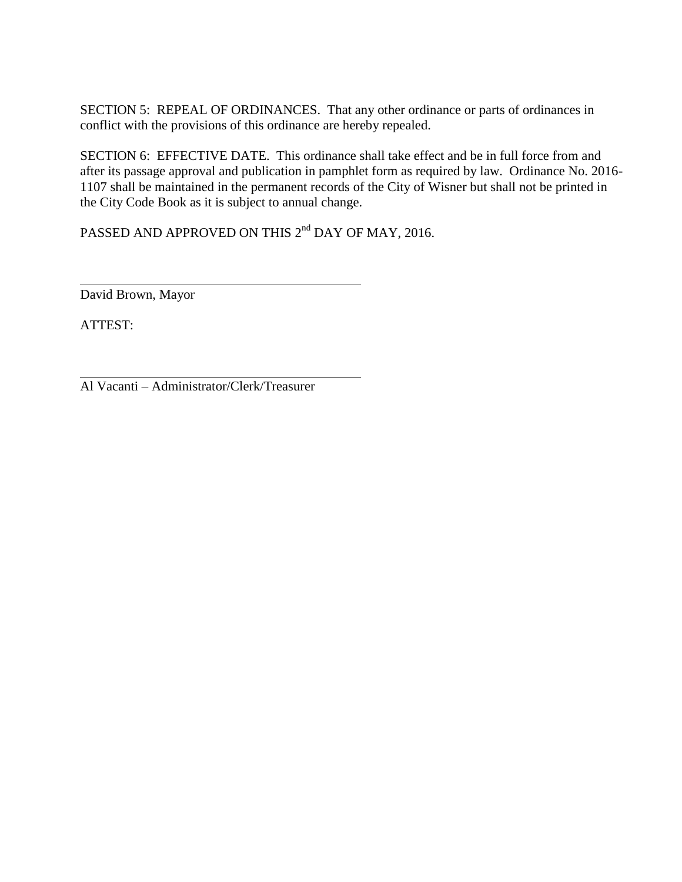SECTION 5: REPEAL OF ORDINANCES. That any other ordinance or parts of ordinances in conflict with the provisions of this ordinance are hereby repealed.

SECTION 6: EFFECTIVE DATE. This ordinance shall take effect and be in full force from and after its passage approval and publication in pamphlet form as required by law. Ordinance No. 2016-1107 shall be maintained in the permanent records of the City of Wisner but shall not be printed in the City Code Book as it is subject to annual change.

PASSED AND APPROVED ON THIS 2nd DAY OF MAY, 2016.

\_\_\_\_\_\_\_\_\_\_\_\_\_\_\_\_\_\_\_\_\_\_\_\_\_\_\_\_\_\_\_\_\_\_\_\_\_\_\_\_

David Brown, Mayor

ATTEST:

\_\_\_\_\_\_\_\_\_\_\_\_\_\_\_\_\_\_\_\_\_\_\_\_\_\_\_\_\_\_\_\_\_\_\_\_\_\_\_\_

Al Vacanti – Administrator/Clerk/Treasurer